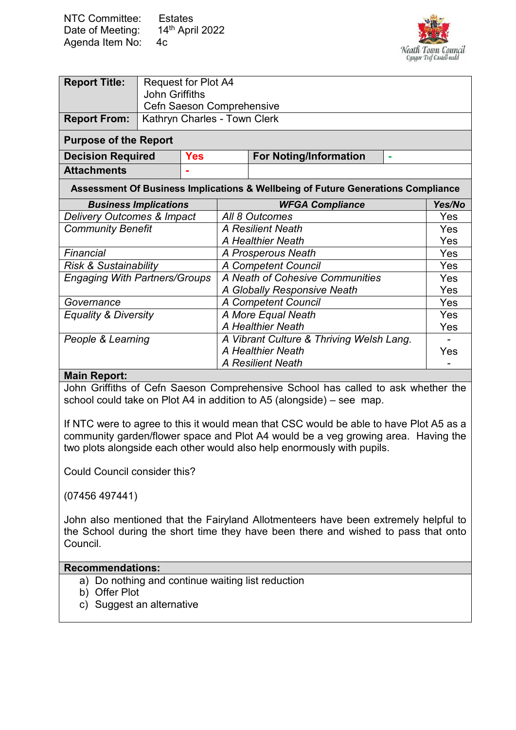NTC Committee: Estates
Date of Meeting: 14th April 2022
Agenda Item No: 4c

Neath Town Council
Cyngor Tref Castell-nedd

| **Report Title:** | Request for Plot A4<br>John Griffiths<br>Cefn Saeson Comprehensive |
|---|---|
| **Report From:** | Kathryn Charles - Town Clerk |

**Purpose of the Report**

| **Decision Required** | **Yes** | **For Noting/Information** | - |
|---|---|---|---|
| **Attachments** | - | | |

**Assessment Of Business Implications & Wellbeing of Future Generations Compliance**

| ***Business Implications*** | ***WFGA Compliance*** | ***Yes/No*** |
|---|---|---|
| *Delivery Outcomes & Impact* | *All 8 Outcomes* | Yes |
| *Community Benefit* | *A Resilient Neath* | Yes |
| | *A Healthier Neath* | Yes |
| *Financial* | *A Prosperous Neath* | Yes |
| *Risk & Sustainability* | *A Competent Council* | Yes |
| *Engaging With Partners/Groups* | *A Neath of Cohesive Communities* | Yes |
| | *A Globally Responsive Neath* | Yes |
| *Governance* | *A Competent Council* | Yes |
| *Equality & Diversity* | *A More Equal Neath* | Yes |
| | *A Healthier Neath* | Yes |
| *People & Learning* | *A Vibrant Culture & Thriving Welsh Lang.* | - |
| | *A Healthier Neath* | Yes |
| | *A Resilient Neath* | - |

**Main Report:**

John Griffiths of Cefn Saeson Comprehensive School has called to ask whether the school could take on Plot A4 in addition to A5 (alongside) – see map.

If NTC were to agree to this it would mean that CSC would be able to have Plot A5 as a community garden/flower space and Plot A4 would be a veg growing area. Having the two plots alongside each other would also help enormously with pupils.

Could Council consider this?

(07456 497441)

John also mentioned that the Fairyland Allotmenteers have been extremely helpful to the School during the short time they have been there and wished to pass that onto Council.

**Recommendations:**

a) Do nothing and continue waiting list reduction
b) Offer Plot
c) Suggest an alternative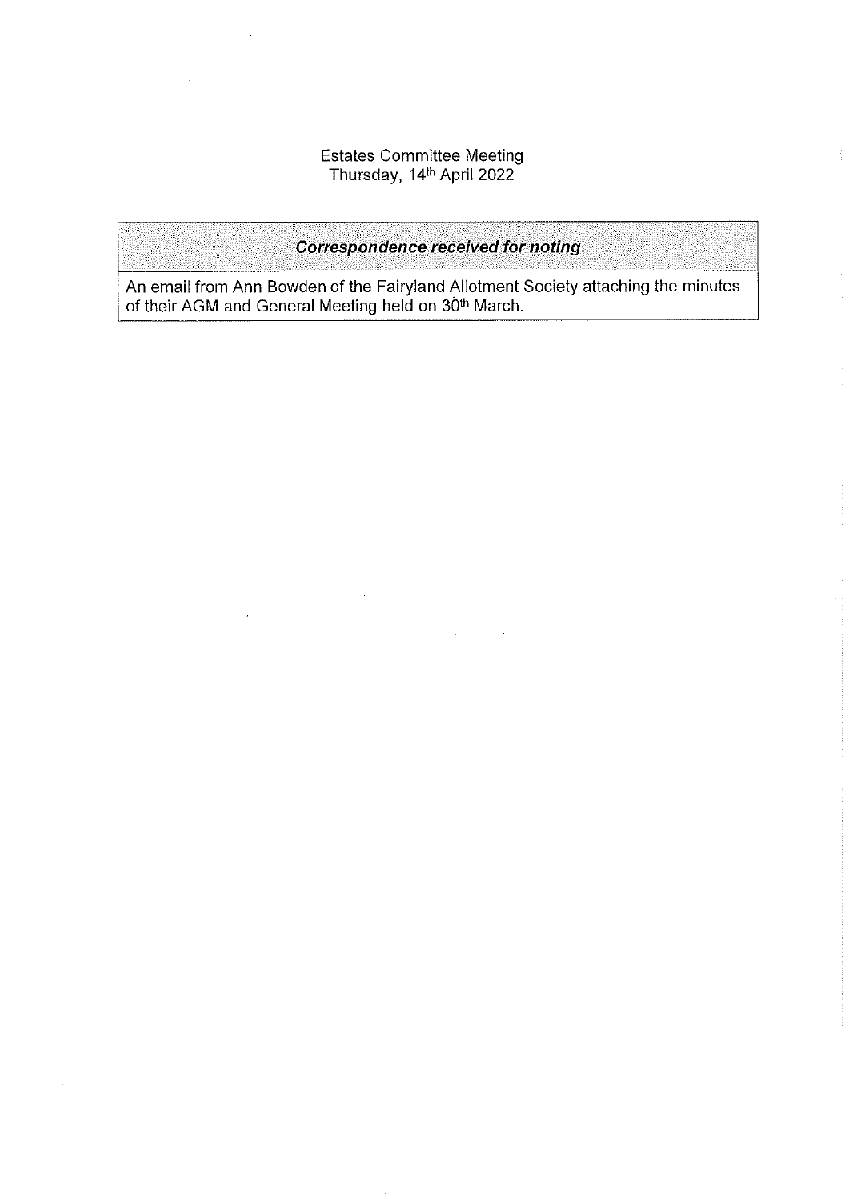Estates Committee Meeting
Thursday, 14th April 2022

| ***Correspondence received for noting*** |
| --- |
| An email from Ann Bowden of the Fairyland Allotment Society attaching the minutes of their AGM and General Meeting held on 30th March. |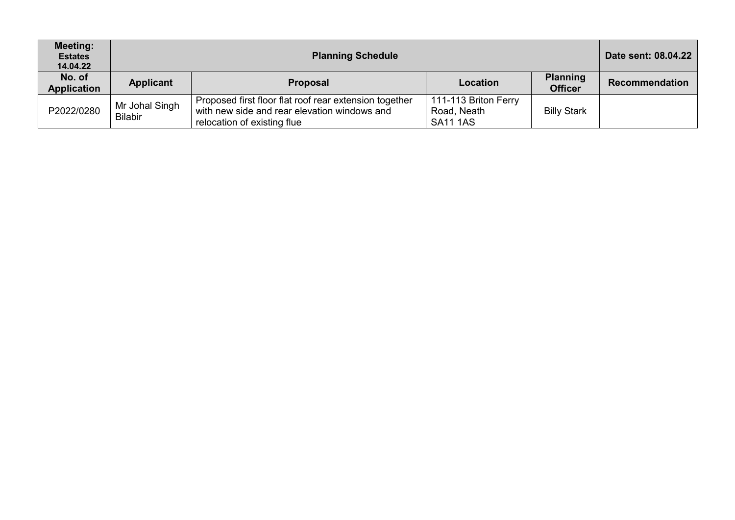| **Meeting: Estates 14.04.22** | **Planning Schedule** | | | | **Date sent: 08.04.22** |
|---|---|---|---|---|---|
| **No. of Application** | **Applicant** | **Proposal** | **Location** | **Planning Officer** | **Recommendation** |
| P2022/0280 | Mr Johal Singh Bilabir | Proposed first floor flat roof rear extension together with new side and rear elevation windows and relocation of existing flue | 111-113 Briton Ferry Road, Neath SA11 1AS | Billy Stark | |